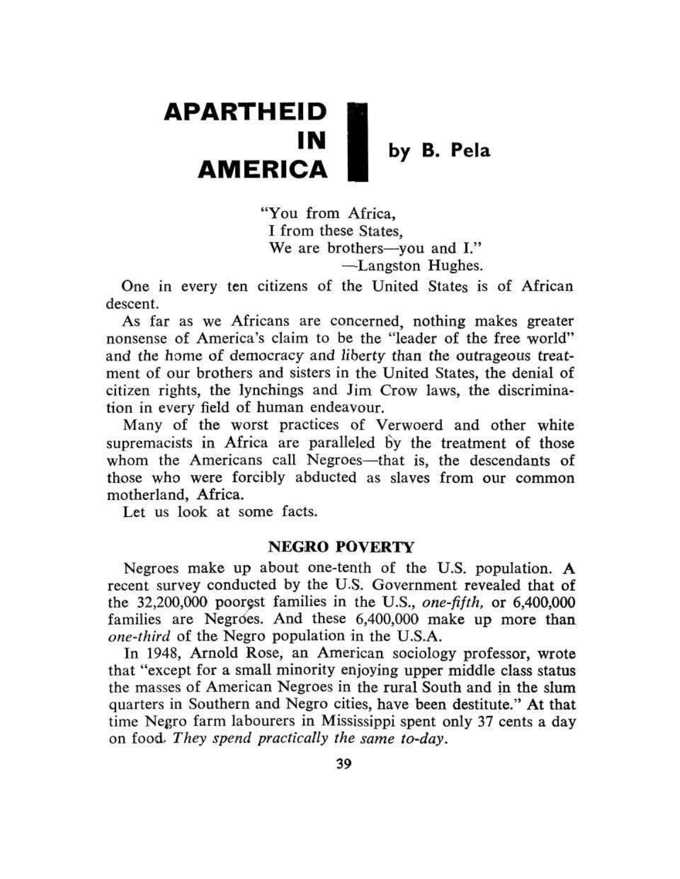# APARTHEID IN AMERICA

**by B. Pela**

> "You from Africa,
> I from these States,
> We are brothers—you and I."
> —Langston Hughes.

One in every ten citizens of the United States is of African descent.

As far as we Africans are concerned, nothing makes greater nonsense of America's claim to be the "leader of the free world" and the home of democracy and liberty than the outrageous treatment of our brothers and sisters in the United States, the denial of citizen rights, the lynchings and Jim Crow laws, the discrimination in every field of human endeavour.

Many of the worst practices of Verwoerd and other white supremacists in Africa are paralleled by the treatment of those whom the Americans call Negroes—that is, the descendants of those who were forcibly abducted as slaves from our common motherland, Africa.

Let us look at some facts.

## NEGRO POVERTY

Negroes make up about one-tenth of the U.S. population. A recent survey conducted by the U.S. Government revealed that of the 32,200,000 poorest families in the U.S., *one-fifth,* or 6,400,000 families are Negroes. And these 6,400,000 make up more than *one-third* of the Negro population in the U.S.A.

In 1948, Arnold Rose, an American sociology professor, wrote that "except for a small minority enjoying upper middle class status the masses of American Negroes in the rural South and in the slum quarters in Southern and Negro cities, have been destitute." At that time Negro farm labourers in Mississippi spent only 37 cents a day on food. *They spend practically the same to-day.*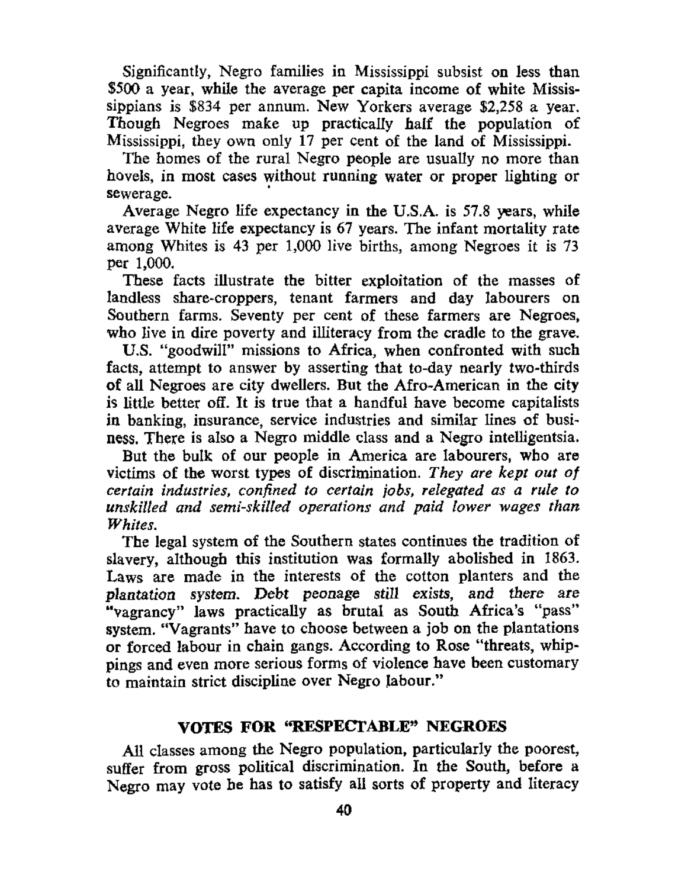Significantly, Negro families in Mississippi subsist on less than $500 a year, while the average per capita income of white Mississippians is $834 per annum. New Yorkers average $2,258 a year. Though Negroes make up practically half the population of Mississippi, they own only 17 per cent of the land of Mississippi.

The homes of the rural Negro people are usually no more than hovels, in most cases without running water or proper lighting or sewerage.

Average Negro life expectancy in the U.S.A. is 57.8 years, while average White life expectancy is 67 years. The infant mortality rate among Whites is 43 per 1,000 live births, among Negroes it is 73 per 1,000.

These facts illustrate the bitter exploitation of the masses of landless share-croppers, tenant farmers and day labourers on Southern farms. Seventy per cent of these farmers are Negroes, who live in dire poverty and illiteracy from the cradle to the grave.

U.S. "goodwill" missions to Africa, when confronted with such facts, attempt to answer by asserting that to-day nearly two-thirds of all Negroes are city dwellers. But the Afro-American in the city is little better off. It is true that a handful have become capitalists in banking, insurance, service industries and similar lines of business. There is also a Negro middle class and a Negro intelligentsia.

But the bulk of our people in America are labourers, who are victims of the worst types of discrimination. *They are kept out of certain industries, confined to certain jobs, relegated as a rule to unskilled and semi-skilled operations and paid lower wages than Whites.*

The legal system of the Southern states continues the tradition of slavery, although this institution was formally abolished in 1863. Laws are made in the interests of the cotton planters and the *plantation system. Debt peonage still exists, and there are* "vagrancy" laws practically as brutal as South Africa's "pass" system. "Vagrants" have to choose between a job on the plantations or forced labour in chain gangs. According to Rose "threats, whippings and even more serious forms of violence have been customary to maintain strict discipline over Negro labour."

## VOTES FOR "RESPECTABLE" NEGROES

All classes among the Negro population, particularly the poorest, suffer from gross political discrimination. In the South, before a Negro may vote he has to satisfy all sorts of property and literacy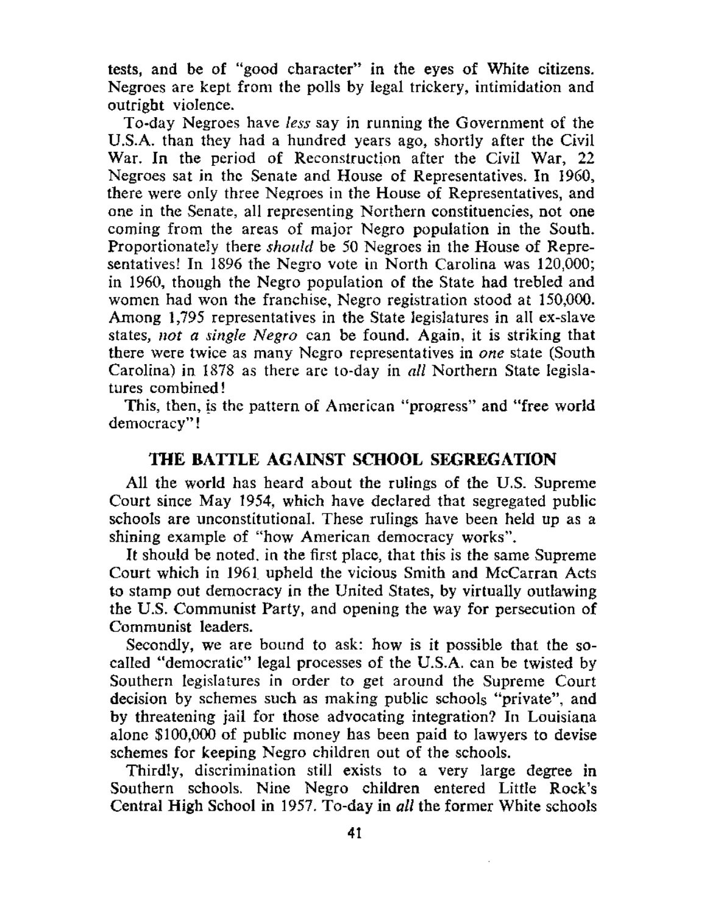tests, and be of "good character" in the eyes of White citizens. Negroes are kept from the polls by legal trickery, intimidation and outright violence.

To-day Negroes have *less* say in running the Government of the U.S.A. than they had a hundred years ago, shortly after the Civil War. In the period of Reconstruction after the Civil War, 22 Negroes sat in the Senate and House of Representatives. In 1960, there were only three Negroes in the House of Representatives, and one in the Senate, all representing Northern constituencies, not one coming from the areas of major Negro population in the South. Proportionately there *should* be 50 Negroes in the House of Representatives! In 1896 the Negro vote in North Carolina was 120,000; in 1960, though the Negro population of the State had trebled and women had won the franchise, Negro registration stood at 150,000. Among 1,795 representatives in the State legislatures in all ex-slave states, *not a single Negro* can be found. Again, it is striking that there were twice as many Negro representatives in *one* state (South Carolina) in 1878 as there are to-day in *all* Northern State legislatures combined!

This, then, is the pattern of American "progress" and "free world democracy"!

## THE BATTLE AGAINST SCHOOL SEGREGATION

All the world has heard about the rulings of the U.S. Supreme Court since May 1954, which have declared that segregated public schools are unconstitutional. These rulings have been held up as a shining example of "how American democracy works".

It should be noted, in the first place, that this is the same Supreme Court which in 1961 upheld the vicious Smith and McCarran Acts to stamp out democracy in the United States, by virtually outlawing the U.S. Communist Party, and opening the way for persecution of Communist leaders.

Secondly, we are bound to ask: how is it possible that the so-called "democratic" legal processes of the U.S.A. can be twisted by Southern legislatures in order to get around the Supreme Court decision by schemes such as making public schools "private", and by threatening jail for those advocating integration? In Louisiana alone $100,000 of public money has been paid to lawyers to devise schemes for keeping Negro children out of the schools.

Thirdly, discrimination still exists to a very large degree in Southern schools. Nine Negro children entered Little Rock's Central High School in 1957. To-day in *all* the former White schools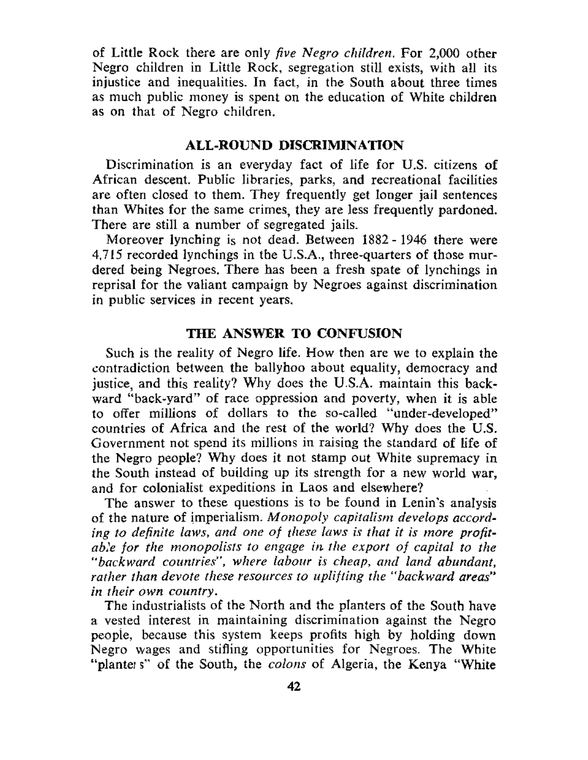of Little Rock there are only *five Negro children.* For 2,000 other Negro children in Little Rock, segregation still exists, with all its injustice and inequalities. In fact, in the South about three times as much public money is spent on the education of White children as on that of Negro children.

## ALL-ROUND DISCRIMINATION

Discrimination is an everyday fact of life for U.S. citizens of African descent. Public libraries, parks, and recreational facilities are often closed to them. They frequently get longer jail sentences than Whites for the same crimes, they are less frequently pardoned. There are still a number of segregated jails.

Moreover lynching is not dead. Between 1882 - 1946 there were 4,715 recorded lynchings in the U.S.A., three-quarters of those murdered being Negroes. There has been a fresh spate of lynchings in reprisal for the valiant campaign by Negroes against discrimination in public services in recent years.

## THE ANSWER TO CONFUSION

Such is the reality of Negro life. How then are we to explain the contradiction between the ballyhoo about equality, democracy and justice, and this reality? Why does the U.S.A. maintain this backward "back-yard" of race oppression and poverty, when it is able to offer millions of dollars to the so-called "under-developed" countries of Africa and the rest of the world? Why does the U.S. Government not spend its millions in raising the standard of life of the Negro people? Why does it not stamp out White supremacy in the South instead of building up its strength for a new world war, and for colonialist expeditions in Laos and elsewhere?

The answer to these questions is to be found in Lenin's analysis of the nature of imperialism. *Monopoly capitalism develops according to definite laws, and one of these laws is that it is more profitable for the monopolists to engage in the export of capital to the "backward countries", where labour is cheap, and land abundant, rather than devote these resources to uplifting the "backward areas" in their own country.*

The industrialists of the North and the planters of the South have a vested interest in maintaining discrimination against the Negro people, because this system keeps profits high by holding down Negro wages and stifling opportunities for Negroes. The White "planters" of the South, the *colons* of Algeria, the Kenya "White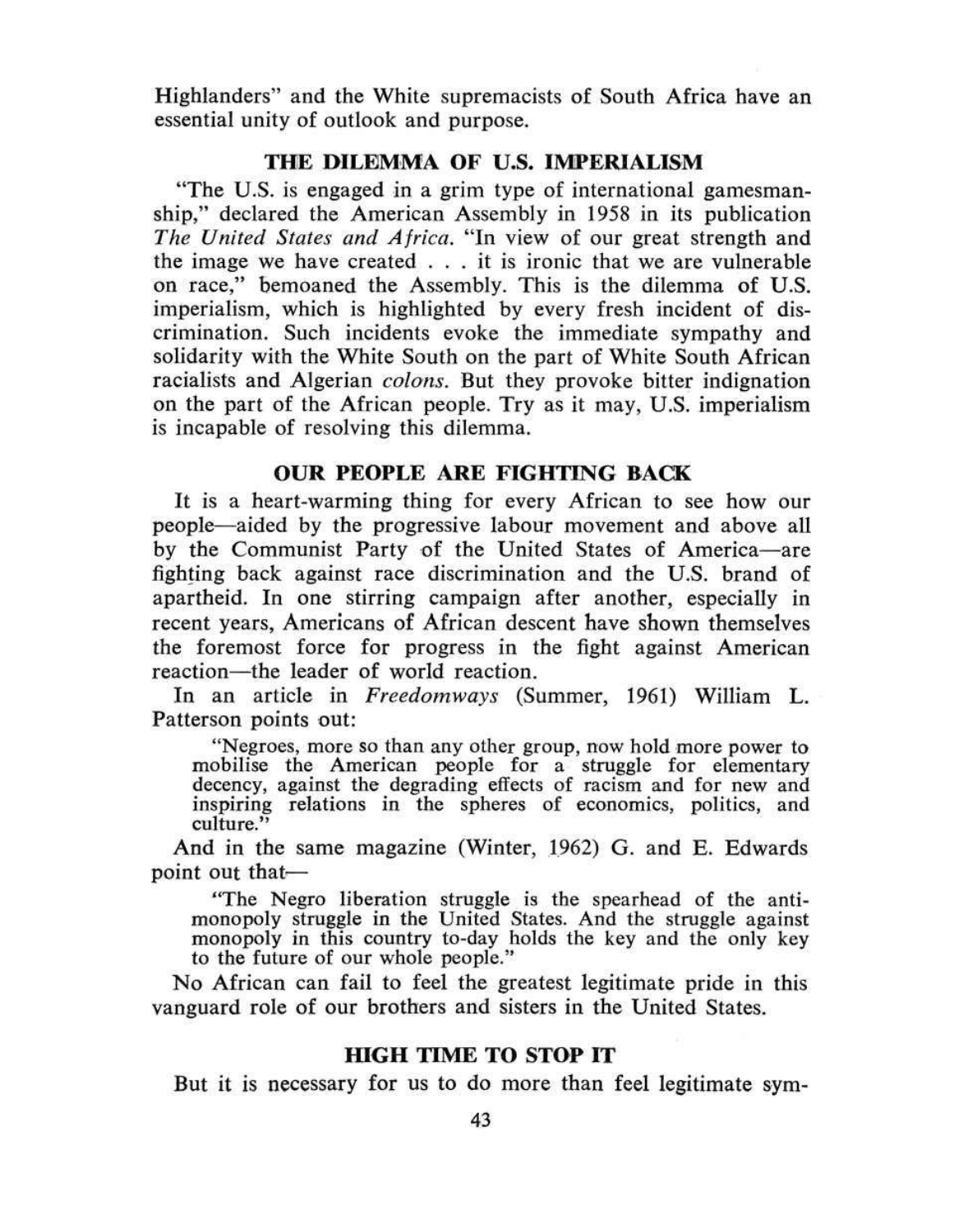Highlanders" and the White supremacists of South Africa have an essential unity of outlook and purpose.

## THE DILEMMA OF U.S. IMPERIALISM

"The U.S. is engaged in a grim type of international gamesmanship," declared the American Assembly in 1958 in its publication *The United States and Africa*. "In view of our great strength and the image we have created . . . it is ironic that we are vulnerable on race," bemoaned the Assembly. This is the dilemma of U.S. imperialism, which is highlighted by every fresh incident of discrimination. Such incidents evoke the immediate sympathy and solidarity with the White South on the part of White South African racialists and Algerian *colons*. But they provoke bitter indignation on the part of the African people. Try as it may, U.S. imperialism is incapable of resolving this dilemma.

## OUR PEOPLE ARE FIGHTING BACK

It is a heart-warming thing for every African to see how our people—aided by the progressive labour movement and above all by the Communist Party of the United States of America—are fighting back against race discrimination and the U.S. brand of apartheid. In one stirring campaign after another, especially in recent years, Americans of African descent have shown themselves the foremost force for progress in the fight against American reaction—the leader of world reaction.

In an article in *Freedomways* (Summer, 1961) William L. Patterson points out:

> "Negroes, more so than any other group, now hold more power to mobilise the American people for a struggle for elementary decency, against the degrading effects of racism and for new and inspiring relations in the spheres of economics, politics, and culture."

And in the same magazine (Winter, 1962) G. and E. Edwards point out that—

> "The Negro liberation struggle is the spearhead of the anti-monopoly struggle in the United States. And the struggle against monopoly in this country to-day holds the key and the only key to the future of our whole people."

No African can fail to feel the greatest legitimate pride in this vanguard role of our brothers and sisters in the United States.

## HIGH TIME TO STOP IT

But it is necessary for us to do more than feel legitimate sym-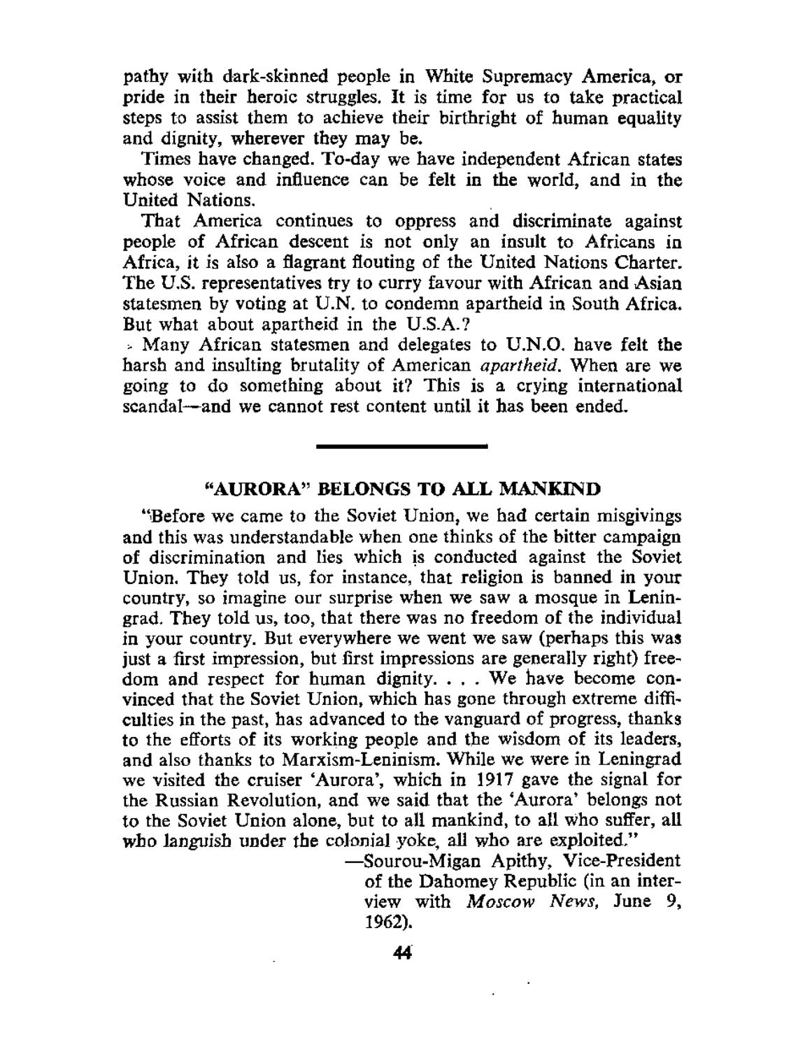pathy with dark-skinned people in White Supremacy America, or pride in their heroic struggles. It is time for us to take practical steps to assist them to achieve their birthright of human equality and dignity, wherever they may be.

Times have changed. To-day we have independent African states whose voice and influence can be felt in the world, and in the United Nations.

That America continues to oppress and discriminate against people of African descent is not only an insult to Africans in Africa, it is also a flagrant flouting of the United Nations Charter. The U.S. representatives try to curry favour with African and Asian statesmen by voting at U.N. to condemn apartheid in South Africa. But what about apartheid in the U.S.A.?

Many African statesmen and delegates to U.N.O. have felt the harsh and insulting brutality of American *apartheid*. When are we going to do something about it? This is a crying international scandal—and we cannot rest content until it has been ended.

---

## "AURORA" BELONGS TO ALL MANKIND

"Before we came to the Soviet Union, we had certain misgivings and this was understandable when one thinks of the bitter campaign of discrimination and lies which is conducted against the Soviet Union. They told us, for instance, that religion is banned in your country, so imagine our surprise when we saw a mosque in Leningrad. They told us, too, that there was no freedom of the individual in your country. But everywhere we went we saw (perhaps this was just a first impression, but first impressions are generally right) freedom and respect for human dignity. . . . We have become convinced that the Soviet Union, which has gone through extreme difficulties in the past, has advanced to the vanguard of progress, thanks to the efforts of its working people and the wisdom of its leaders, and also thanks to Marxism-Leninism. While we were in Leningrad we visited the cruiser 'Aurora', which in 1917 gave the signal for the Russian Revolution, and we said that the 'Aurora' belongs not to the Soviet Union alone, but to all mankind, to all who suffer, all who languish under the colonial yoke, all who are exploited."

—Sourou-Migan Apithy, Vice-President of the Dahomey Republic (in an interview with *Moscow News*, June 9, 1962).